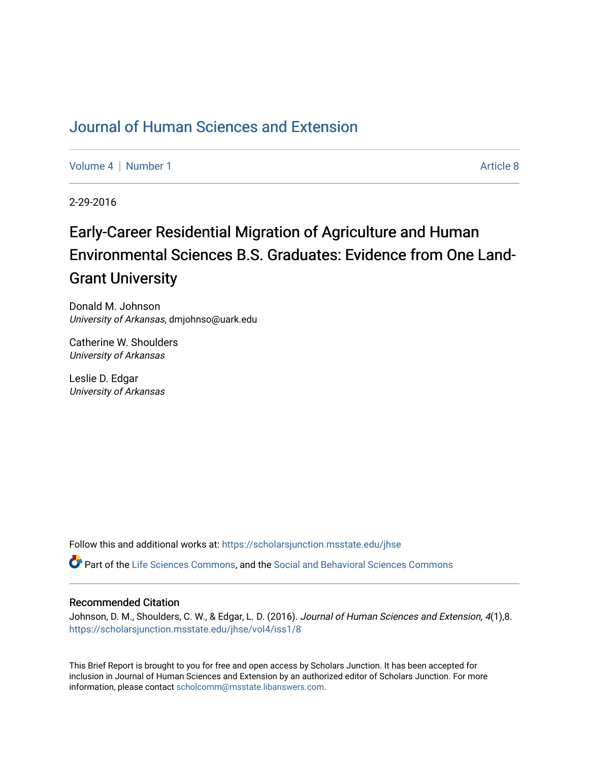# Journal of Human Sciences and Extension

Volume 4 | Number 1 Article 8

2-29-2016

## Early-Career Residential Migration of Agriculture and Human Environmental Sciences B.S. Graduates: Evidence from One Land-Grant University

Donald M. Johnson
*University of Arkansas*, dmjohnso@uark.edu

Catherine W. Shoulders
*University of Arkansas*

Leslie D. Edgar
*University of Arkansas*

Follow this and additional works at: https://scholarsjunction.msstate.edu/jhse

Part of the Life Sciences Commons, and the Social and Behavioral Sciences Commons

### Recommended Citation

Johnson, D. M., Shoulders, C. W., & Edgar, L. D. (2016). *Journal of Human Sciences and Extension, 4*(1),8. https://scholarsjunction.msstate.edu/jhse/vol4/iss1/8

This Brief Report is brought to you for free and open access by Scholars Junction. It has been accepted for inclusion in Journal of Human Sciences and Extension by an authorized editor of Scholars Junction. For more information, please contact scholcomm@msstate.libanswers.com.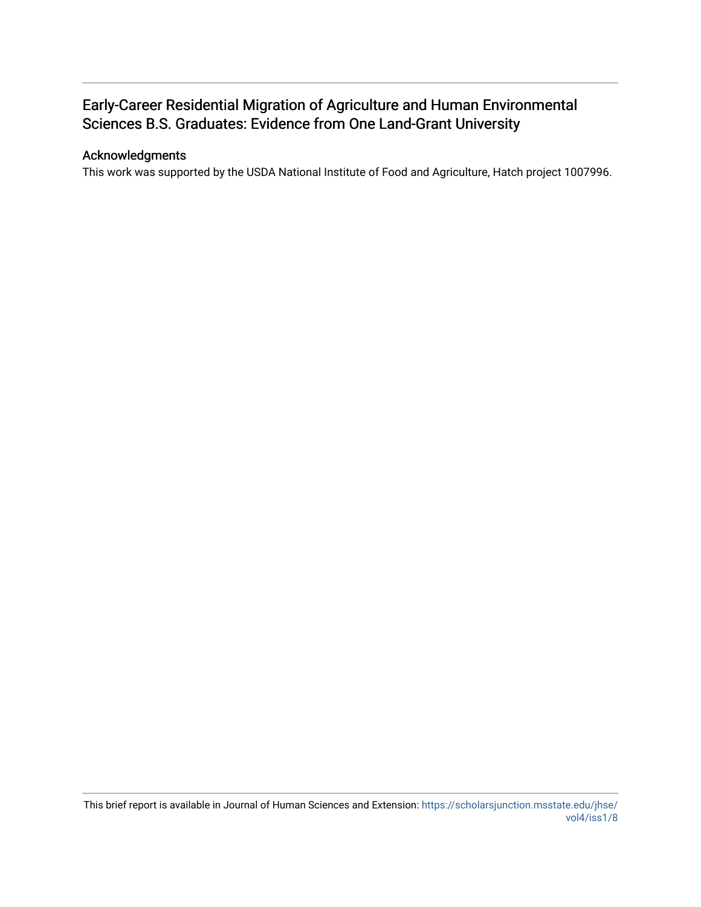# Early-Career Residential Migration of Agriculture and Human Environmental Sciences B.S. Graduates: Evidence from One Land-Grant University

## Acknowledgments

This work was supported by the USDA National Institute of Food and Agriculture, Hatch project 1007996.

This brief report is available in Journal of Human Sciences and Extension: https://scholarsjunction.msstate.edu/jhse/vol4/iss1/8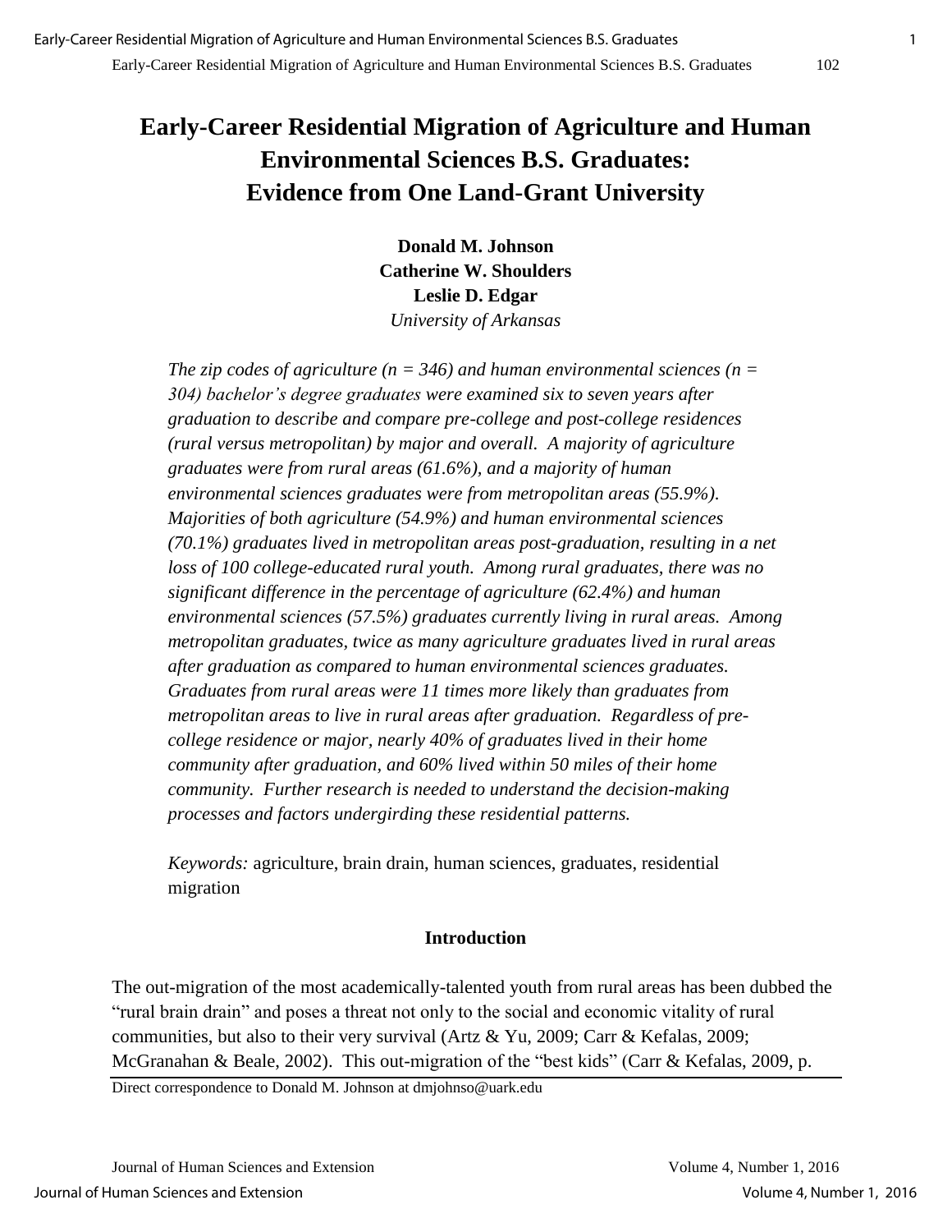# Early-Career Residential Migration of Agriculture and Human Environmental Sciences B.S. Graduates: Evidence from One Land-Grant University

**Donald M. Johnson**
**Catherine W. Shoulders**
**Leslie D. Edgar**
*University of Arkansas*

*The zip codes of agriculture (n = 346) and human environmental sciences (n = 304) bachelor's degree graduates were examined six to seven years after graduation to describe and compare pre-college and post-college residences (rural versus metropolitan) by major and overall. A majority of agriculture graduates were from rural areas (61.6%), and a majority of human environmental sciences graduates were from metropolitan areas (55.9%). Majorities of both agriculture (54.9%) and human environmental sciences (70.1%) graduates lived in metropolitan areas post-graduation, resulting in a net loss of 100 college-educated rural youth. Among rural graduates, there was no significant difference in the percentage of agriculture (62.4%) and human environmental sciences (57.5%) graduates currently living in rural areas. Among metropolitan graduates, twice as many agriculture graduates lived in rural areas after graduation as compared to human environmental sciences graduates. Graduates from rural areas were 11 times more likely than graduates from metropolitan areas to live in rural areas after graduation. Regardless of pre-college residence or major, nearly 40% of graduates lived in their home community after graduation, and 60% lived within 50 miles of their home community. Further research is needed to understand the decision-making processes and factors undergirding these residential patterns.*

*Keywords:* agriculture, brain drain, human sciences, graduates, residential migration

## Introduction

The out-migration of the most academically-talented youth from rural areas has been dubbed the "rural brain drain" and poses a threat not only to the social and economic vitality of rural communities, but also to their very survival (Artz & Yu, 2009; Carr & Kefalas, 2009; McGranahan & Beale, 2002). This out-migration of the "best kids" (Carr & Kefalas, 2009, p.

Direct correspondence to Donald M. Johnson at dmjohnso@uark.edu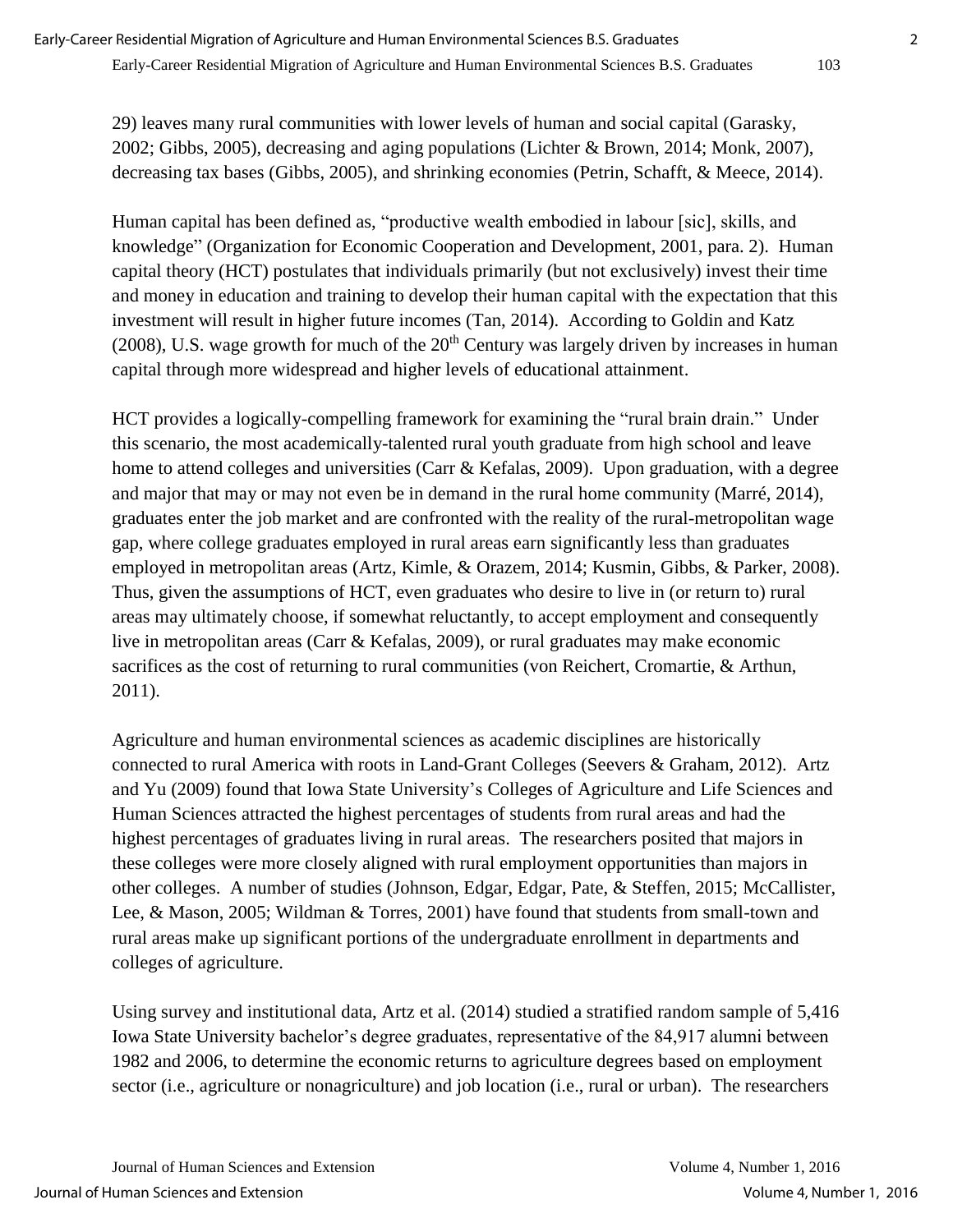29) leaves many rural communities with lower levels of human and social capital (Garasky, 2002; Gibbs, 2005), decreasing and aging populations (Lichter & Brown, 2014; Monk, 2007), decreasing tax bases (Gibbs, 2005), and shrinking economies (Petrin, Schafft, & Meece, 2014).

Human capital has been defined as, "productive wealth embodied in labour [sic], skills, and knowledge" (Organization for Economic Cooperation and Development, 2001, para. 2). Human capital theory (HCT) postulates that individuals primarily (but not exclusively) invest their time and money in education and training to develop their human capital with the expectation that this investment will result in higher future incomes (Tan, 2014). According to Goldin and Katz (2008), U.S. wage growth for much of the 20th Century was largely driven by increases in human capital through more widespread and higher levels of educational attainment.

HCT provides a logically-compelling framework for examining the "rural brain drain." Under this scenario, the most academically-talented rural youth graduate from high school and leave home to attend colleges and universities (Carr & Kefalas, 2009). Upon graduation, with a degree and major that may or may not even be in demand in the rural home community (Marré, 2014), graduates enter the job market and are confronted with the reality of the rural-metropolitan wage gap, where college graduates employed in rural areas earn significantly less than graduates employed in metropolitan areas (Artz, Kimle, & Orazem, 2014; Kusmin, Gibbs, & Parker, 2008). Thus, given the assumptions of HCT, even graduates who desire to live in (or return to) rural areas may ultimately choose, if somewhat reluctantly, to accept employment and consequently live in metropolitan areas (Carr & Kefalas, 2009), or rural graduates may make economic sacrifices as the cost of returning to rural communities (von Reichert, Cromartie, & Arthun, 2011).

Agriculture and human environmental sciences as academic disciplines are historically connected to rural America with roots in Land-Grant Colleges (Seevers & Graham, 2012). Artz and Yu (2009) found that Iowa State University's Colleges of Agriculture and Life Sciences and Human Sciences attracted the highest percentages of students from rural areas and had the highest percentages of graduates living in rural areas. The researchers posited that majors in these colleges were more closely aligned with rural employment opportunities than majors in other colleges. A number of studies (Johnson, Edgar, Edgar, Pate, & Steffen, 2015; McCallister, Lee, & Mason, 2005; Wildman & Torres, 2001) have found that students from small-town and rural areas make up significant portions of the undergraduate enrollment in departments and colleges of agriculture.

Using survey and institutional data, Artz et al. (2014) studied a stratified random sample of 5,416 Iowa State University bachelor's degree graduates, representative of the 84,917 alumni between 1982 and 2006, to determine the economic returns to agriculture degrees based on employment sector (i.e., agriculture or nonagriculture) and job location (i.e., rural or urban). The researchers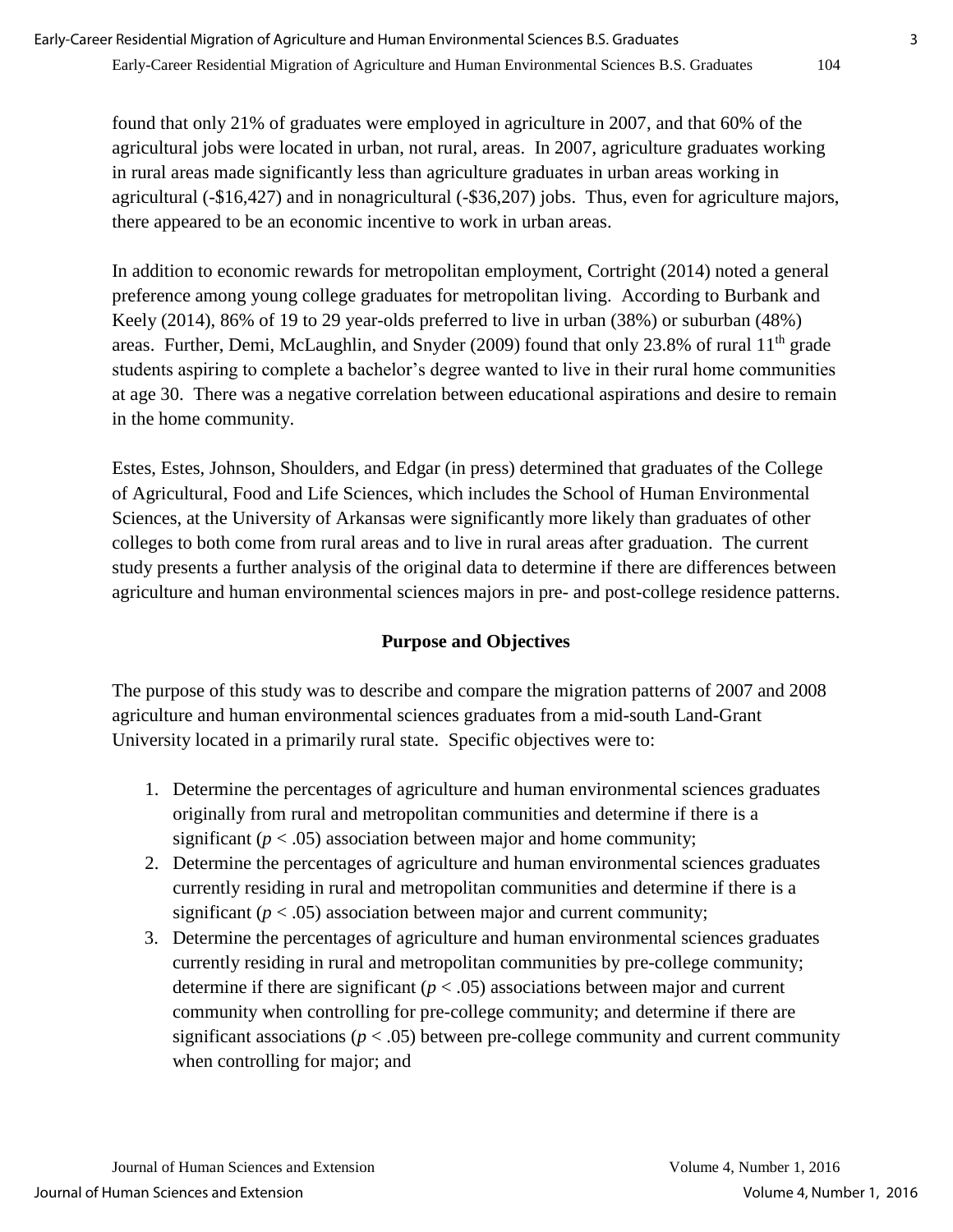found that only 21% of graduates were employed in agriculture in 2007, and that 60% of the agricultural jobs were located in urban, not rural, areas. In 2007, agriculture graduates working in rural areas made significantly less than agriculture graduates in urban areas working in agricultural (-$16,427) and in nonagricultural (-$36,207) jobs. Thus, even for agriculture majors, there appeared to be an economic incentive to work in urban areas.

In addition to economic rewards for metropolitan employment, Cortright (2014) noted a general preference among young college graduates for metropolitan living. According to Burbank and Keely (2014), 86% of 19 to 29 year-olds preferred to live in urban (38%) or suburban (48%) areas. Further, Demi, McLaughlin, and Snyder (2009) found that only 23.8% of rural 11th grade students aspiring to complete a bachelor's degree wanted to live in their rural home communities at age 30. There was a negative correlation between educational aspirations and desire to remain in the home community.

Estes, Estes, Johnson, Shoulders, and Edgar (in press) determined that graduates of the College of Agricultural, Food and Life Sciences, which includes the School of Human Environmental Sciences, at the University of Arkansas were significantly more likely than graduates of other colleges to both come from rural areas and to live in rural areas after graduation. The current study presents a further analysis of the original data to determine if there are differences between agriculture and human environmental sciences majors in pre- and post-college residence patterns.

## Purpose and Objectives

The purpose of this study was to describe and compare the migration patterns of 2007 and 2008 agriculture and human environmental sciences graduates from a mid-south Land-Grant University located in a primarily rural state. Specific objectives were to:

1. Determine the percentages of agriculture and human environmental sciences graduates originally from rural and metropolitan communities and determine if there is a significant ($p < .05$) association between major and home community;
2. Determine the percentages of agriculture and human environmental sciences graduates currently residing in rural and metropolitan communities and determine if there is a significant ($p < .05$) association between major and current community;
3. Determine the percentages of agriculture and human environmental sciences graduates currently residing in rural and metropolitan communities by pre-college community; determine if there are significant ($p < .05$) associations between major and current community when controlling for pre-college community; and determine if there are significant associations ($p < .05$) between pre-college community and current community when controlling for major; and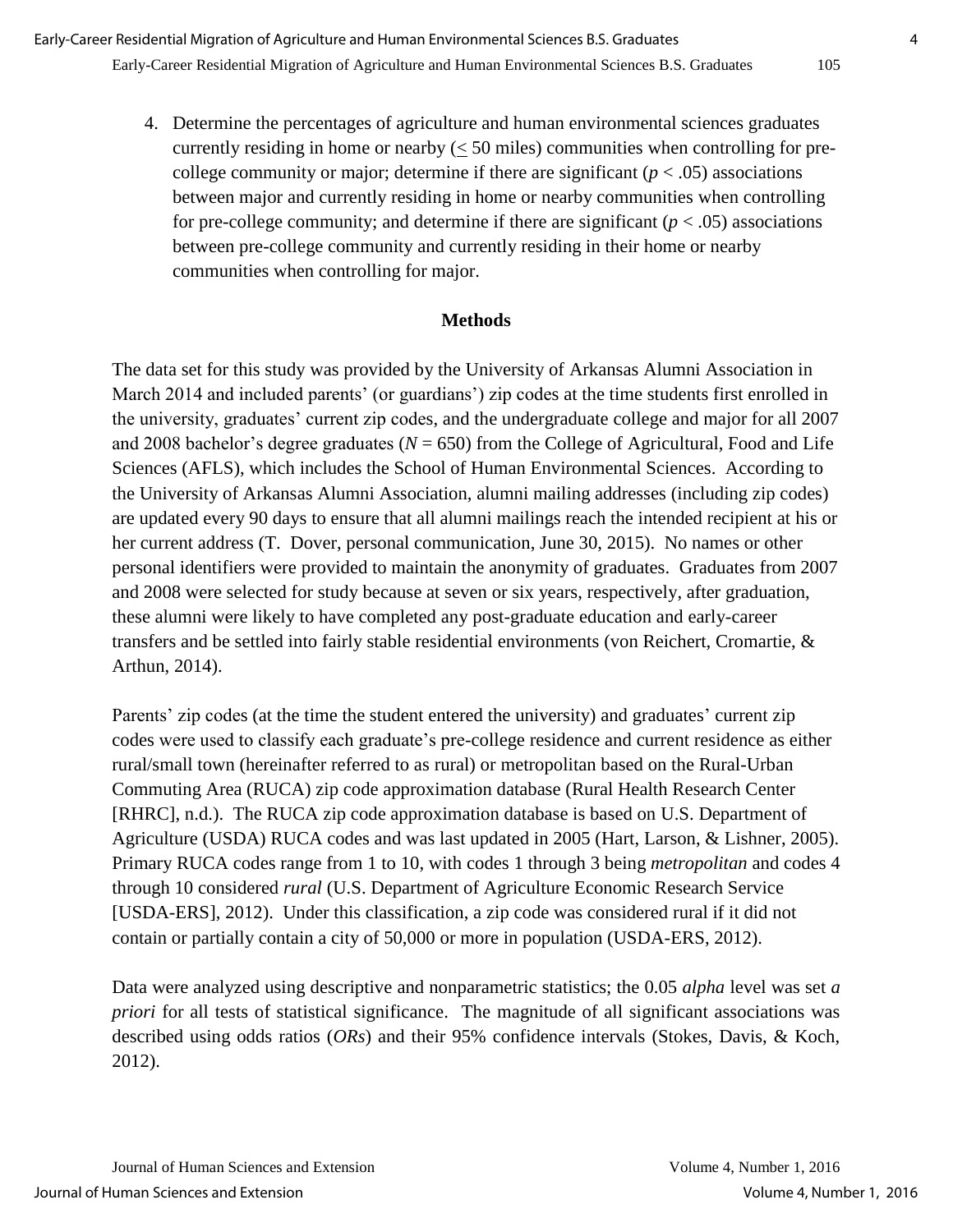4. Determine the percentages of agriculture and human environmental sciences graduates currently residing in home or nearby ($\leq$ 50 miles) communities when controlling for pre-college community or major; determine if there are significant ($p < .05$) associations between major and currently residing in home or nearby communities when controlling for pre-college community; and determine if there are significant ($p < .05$) associations between pre-college community and currently residing in their home or nearby communities when controlling for major.

## Methods

The data set for this study was provided by the University of Arkansas Alumni Association in March 2014 and included parents' (or guardians') zip codes at the time students first enrolled in the university, graduates' current zip codes, and the undergraduate college and major for all 2007 and 2008 bachelor's degree graduates ($N = 650$) from the College of Agricultural, Food and Life Sciences (AFLS), which includes the School of Human Environmental Sciences. According to the University of Arkansas Alumni Association, alumni mailing addresses (including zip codes) are updated every 90 days to ensure that all alumni mailings reach the intended recipient at his or her current address (T. Dover, personal communication, June 30, 2015). No names or other personal identifiers were provided to maintain the anonymity of graduates. Graduates from 2007 and 2008 were selected for study because at seven or six years, respectively, after graduation, these alumni were likely to have completed any post-graduate education and early-career transfers and be settled into fairly stable residential environments (von Reichert, Cromartie, & Arthun, 2014).

Parents' zip codes (at the time the student entered the university) and graduates' current zip codes were used to classify each graduate's pre-college residence and current residence as either rural/small town (hereinafter referred to as rural) or metropolitan based on the Rural-Urban Commuting Area (RUCA) zip code approximation database (Rural Health Research Center [RHRC], n.d.). The RUCA zip code approximation database is based on U.S. Department of Agriculture (USDA) RUCA codes and was last updated in 2005 (Hart, Larson, & Lishner, 2005). Primary RUCA codes range from 1 to 10, with codes 1 through 3 being *metropolitan* and codes 4 through 10 considered *rural* (U.S. Department of Agriculture Economic Research Service [USDA-ERS], 2012). Under this classification, a zip code was considered rural if it did not contain or partially contain a city of 50,000 or more in population (USDA-ERS, 2012).

Data were analyzed using descriptive and nonparametric statistics; the 0.05 *alpha* level was set *a priori* for all tests of statistical significance. The magnitude of all significant associations was described using odds ratios (*ORs*) and their 95% confidence intervals (Stokes, Davis, & Koch, 2012).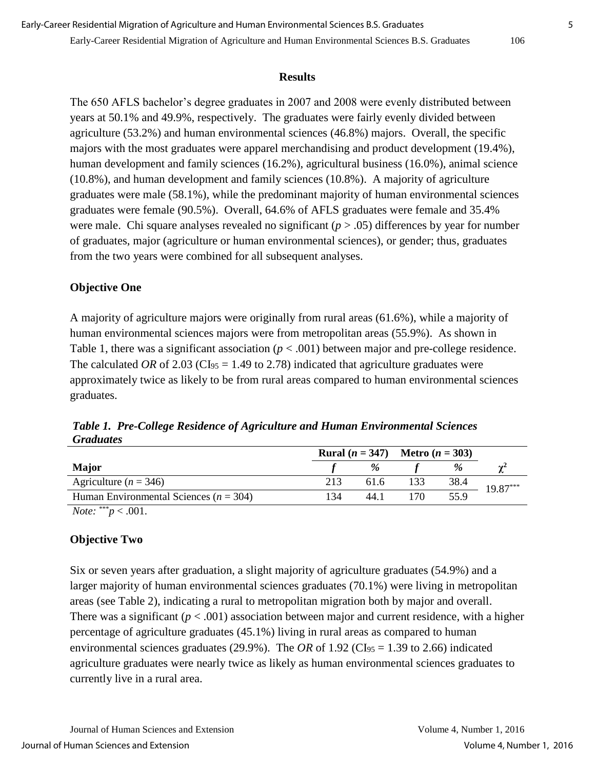## Results

The 650 AFLS bachelor's degree graduates in 2007 and 2008 were evenly distributed between years at 50.1% and 49.9%, respectively. The graduates were fairly evenly divided between agriculture (53.2%) and human environmental sciences (46.8%) majors. Overall, the specific majors with the most graduates were apparel merchandising and product development (19.4%), human development and family sciences (16.2%), agricultural business (16.0%), animal science (10.8%), and human development and family sciences (10.8%). A majority of agriculture graduates were male (58.1%), while the predominant majority of human environmental sciences graduates were female (90.5%). Overall, 64.6% of AFLS graduates were female and 35.4% were male. Chi square analyses revealed no significant ($p > .05$) differences by year for number of graduates, major (agriculture or human environmental sciences), or gender; thus, graduates from the two years were combined for all subsequent analyses.

### Objective One

A majority of agriculture majors were originally from rural areas (61.6%), while a majority of human environmental sciences majors were from metropolitan areas (55.9%). As shown in Table 1, there was a significant association ($p < .001$) between major and pre-college residence. The calculated *OR* of 2.03 ($CI_{95}$ = 1.49 to 2.78) indicated that agriculture graduates were approximately twice as likely to be from rural areas compared to human environmental sciences graduates.

***Table 1. Pre-College Residence of Agriculture and Human Environmental Sciences Graduates***

| | Rural ($n$ = 347) | | Metro ($n$ = 303) | | |
|---|---|---|---|---|---|
| **Major** | ***f*** | ***%*** | ***f*** | ***%*** | $\chi^2$ |
| Agriculture ($n$ = 346) | 213 | 61.6 | 133 | 38.4 | $19.87^{***}$ |
| Human Environmental Sciences ($n$ = 304) | 134 | 44.1 | 170 | 55.9 | |

*Note:* $^{***}p < .001$.

### Objective Two

Six or seven years after graduation, a slight majority of agriculture graduates (54.9%) and a larger majority of human environmental sciences graduates (70.1%) were living in metropolitan areas (see Table 2), indicating a rural to metropolitan migration both by major and overall. There was a significant ($p < .001$) association between major and current residence, with a higher percentage of agriculture graduates (45.1%) living in rural areas as compared to human environmental sciences graduates (29.9%). The *OR* of 1.92 ($CI_{95}$ = 1.39 to 2.66) indicated agriculture graduates were nearly twice as likely as human environmental sciences graduates to currently live in a rural area.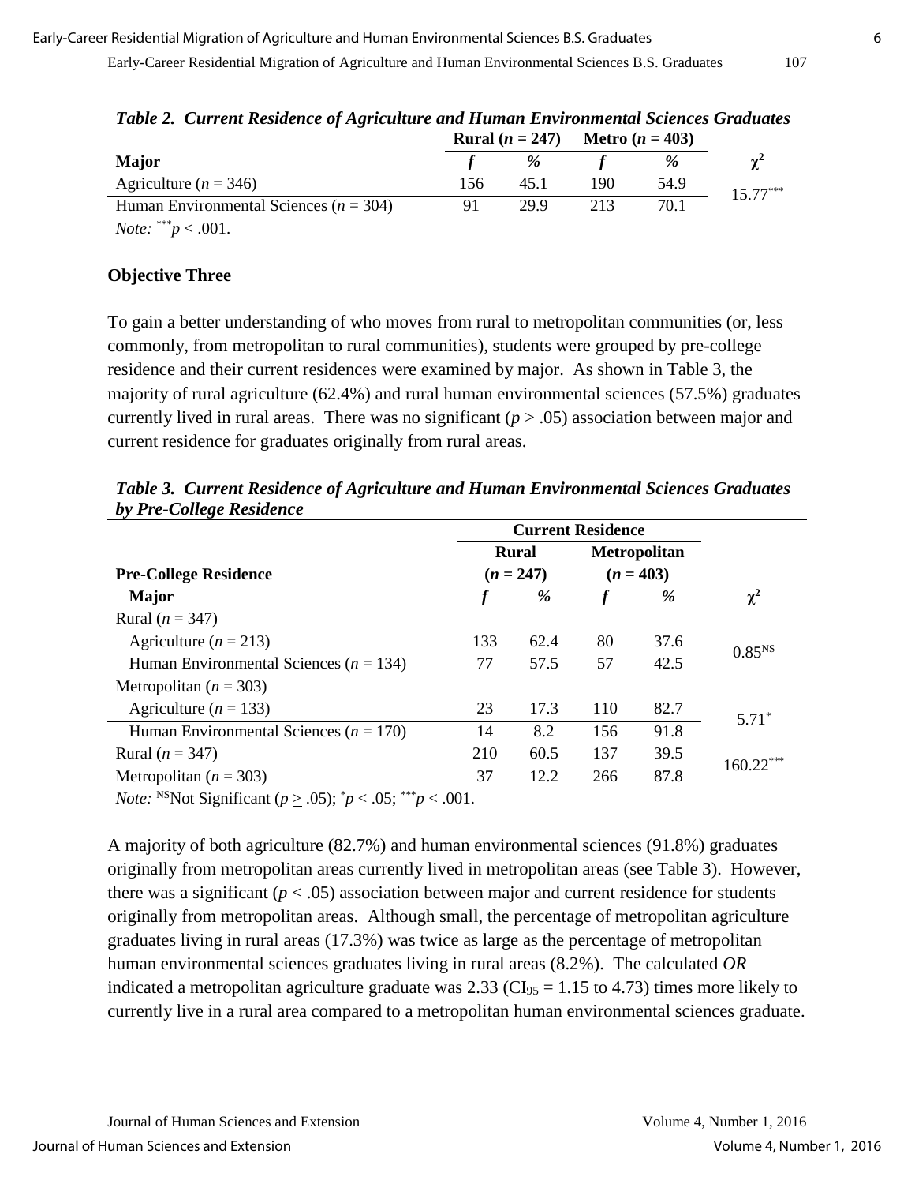***Table 2. Current Residence of Agriculture and Human Environmental Sciences Graduates***

| | Rural ($n$ = 247) | | Metro ($n$ = 403) | | |
|---|---|---|---|---|---|
| **Major** | ***f*** | ***%*** | ***f*** | ***%*** | $\chi^2$ |
| Agriculture ($n$ = 346) | 156 | 45.1 | 190 | 54.9 | $15.77^{***}$ |
| Human Environmental Sciences ($n$ = 304) | 91 | 29.9 | 213 | 70.1 | |

*Note:* $^{***}p < .001$.

### Objective Three

To gain a better understanding of who moves from rural to metropolitan communities (or, less commonly, from metropolitan to rural communities), students were grouped by pre-college residence and their current residences were examined by major. As shown in Table 3, the majority of rural agriculture (62.4%) and rural human environmental sciences (57.5%) graduates currently lived in rural areas. There was no significant ($p > .05$) association between major and current residence for graduates originally from rural areas.

***Table 3. Current Residence of Agriculture and Human Environmental Sciences Graduates by Pre-College Residence***

| | Current Residence | | | | |
|---|---|---|---|---|---|
| | Rural ($n$ = 247) | | Metropolitan ($n$ = 403) | | |
| **Pre-College Residence** / **Major** | ***f*** | ***%*** | ***f*** | ***%*** | $\chi^2$ |
| Rural ($n$ = 347) | | | | | |
| Agriculture ($n$ = 213) | 133 | 62.4 | 80 | 37.6 | $0.85^{NS}$ |
| Human Environmental Sciences ($n$ = 134) | 77 | 57.5 | 57 | 42.5 | |
| Metropolitan ($n$ = 303) | | | | | |
| Agriculture ($n$ = 133) | 23 | 17.3 | 110 | 82.7 | $5.71^{*}$ |
| Human Environmental Sciences ($n$ = 170) | 14 | 8.2 | 156 | 91.8 | |
| Rural ($n$ = 347) | 210 | 60.5 | 137 | 39.5 | $160.22^{***}$ |
| Metropolitan ($n$ = 303) | 37 | 12.2 | 266 | 87.8 | |

*Note:* $^{NS}$Not Significant ($p \geq .05$); $^{*}p < .05$; $^{***}p < .001$.

A majority of both agriculture (82.7%) and human environmental sciences (91.8%) graduates originally from metropolitan areas currently lived in metropolitan areas (see Table 3). However, there was a significant ($p < .05$) association between major and current residence for students originally from metropolitan areas. Although small, the percentage of metropolitan agriculture graduates living in rural areas (17.3%) was twice as large as the percentage of metropolitan human environmental sciences graduates living in rural areas (8.2%). The calculated *OR* indicated a metropolitan agriculture graduate was 2.33 ($CI_{95}$ = 1.15 to 4.73) times more likely to currently live in a rural area compared to a metropolitan human environmental sciences graduate.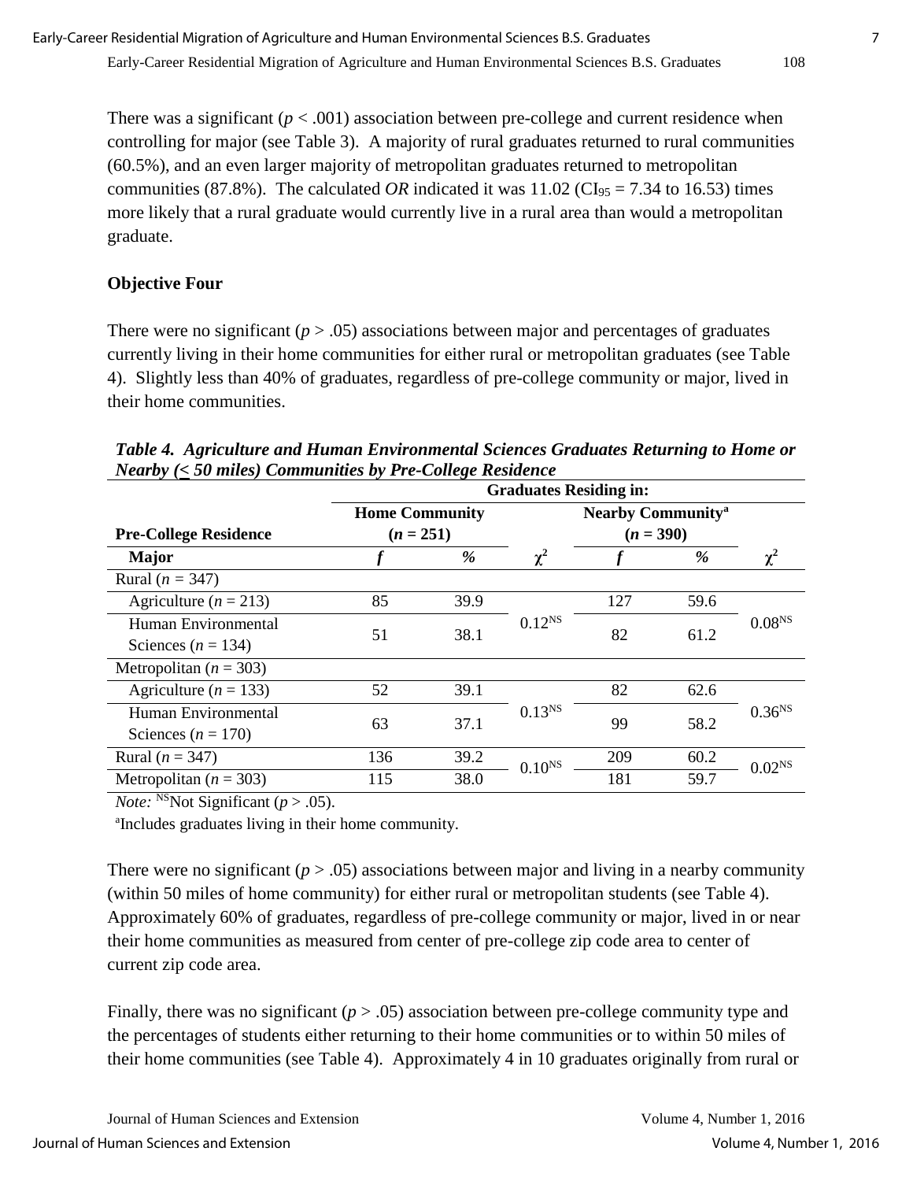There was a significant ($p < .001$) association between pre-college and current residence when controlling for major (see Table 3). A majority of rural graduates returned to rural communities (60.5%), and an even larger majority of metropolitan graduates returned to metropolitan communities (87.8%). The calculated *OR* indicated it was 11.02 ($CI_{95}$ = 7.34 to 16.53) times more likely that a rural graduate would currently live in a rural area than would a metropolitan graduate.

### Objective Four

There were no significant ($p > .05$) associations between major and percentages of graduates currently living in their home communities for either rural or metropolitan graduates (see Table 4). Slightly less than 40% of graduates, regardless of pre-college community or major, lived in their home communities.

***Table 4. Agriculture and Human Environmental Sciences Graduates Returning to Home or Nearby (≤ 50 miles) Communities by Pre-College Residence***

| | Graduates Residing in: | | | | | |
|---|---|---|---|---|---|---|
| | Home Community ($n$ = 251) | | | Nearby Community[a] ($n$ = 390) | | |
| **Pre-College Residence** / **Major** | *f* | *%* | $\chi^2$ | *f* | *%* | $\chi^2$ |
| Rural ($n$ = 347) | | | | | | |
| Agriculture ($n$ = 213) | 85 | 39.9 | $0.12^{NS}$ | 127 | 59.6 | $0.08^{NS}$ |
| Human Environmental Sciences ($n$ = 134) | 51 | 38.1 | | 82 | 61.2 | |
| Metropolitan ($n$ = 303) | | | | | | |
| Agriculture ($n$ = 133) | 52 | 39.1 | $0.13^{NS}$ | 82 | 62.6 | $0.36^{NS}$ |
| Human Environmental Sciences ($n$ = 170) | 63 | 37.1 | | 99 | 58.2 | |
| Rural ($n$ = 347) | 136 | 39.2 | $0.10^{NS}$ | 209 | 60.2 | $0.02^{NS}$ |
| Metropolitan ($n$ = 303) | 115 | 38.0 | | 181 | 59.7 | |

*Note:* [NS]Not Significant ($p > .05$).

[a]Includes graduates living in their home community.

There were no significant ($p > .05$) associations between major and living in a nearby community (within 50 miles of home community) for either rural or metropolitan students (see Table 4). Approximately 60% of graduates, regardless of pre-college community or major, lived in or near their home communities as measured from center of pre-college zip code area to center of current zip code area.

Finally, there was no significant ($p > .05$) association between pre-college community type and the percentages of students either returning to their home communities or to within 50 miles of their home communities (see Table 4). Approximately 4 in 10 graduates originally from rural or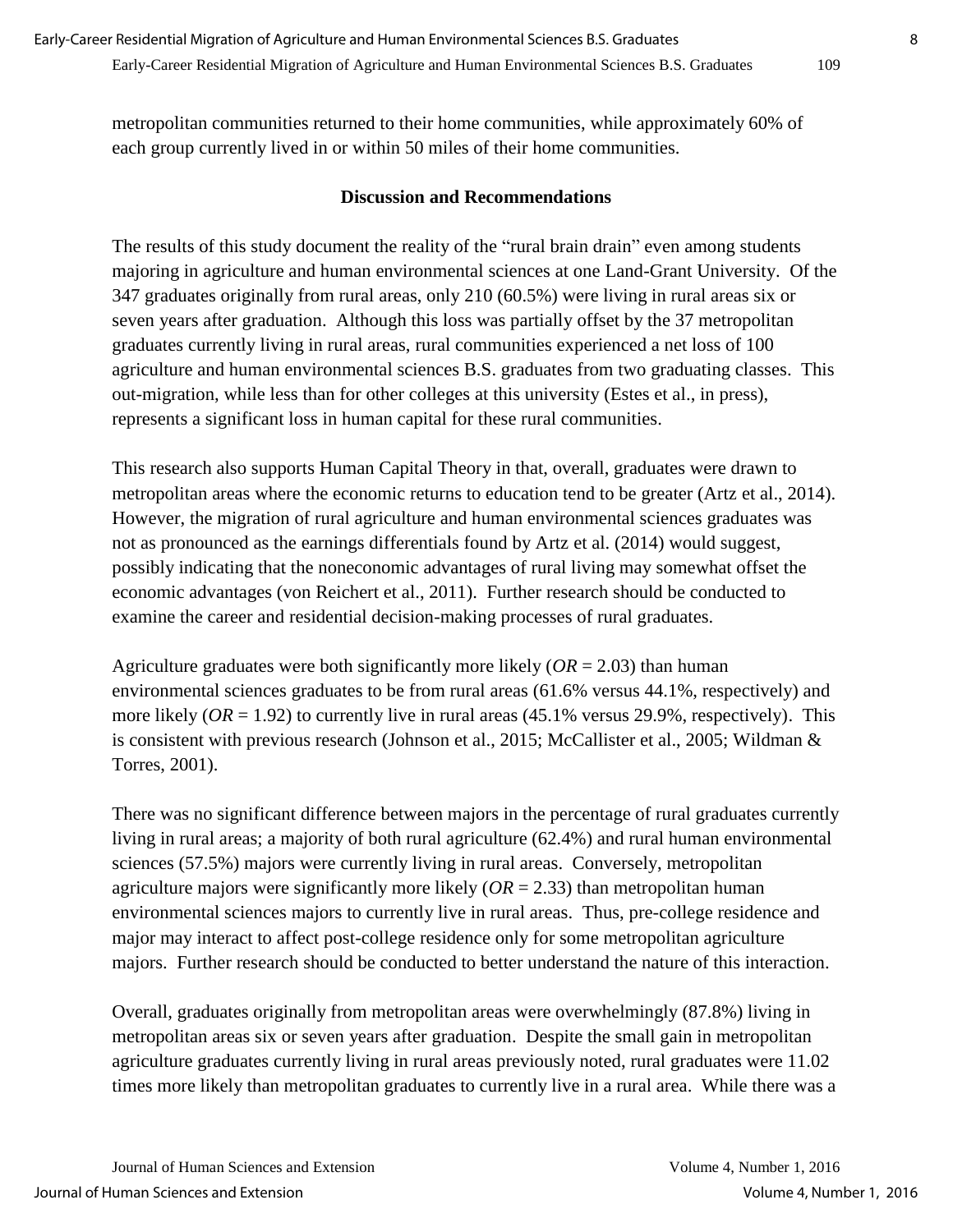metropolitan communities returned to their home communities, while approximately 60% of each group currently lived in or within 50 miles of their home communities.

## Discussion and Recommendations

The results of this study document the reality of the "rural brain drain" even among students majoring in agriculture and human environmental sciences at one Land-Grant University. Of the 347 graduates originally from rural areas, only 210 (60.5%) were living in rural areas six or seven years after graduation. Although this loss was partially offset by the 37 metropolitan graduates currently living in rural areas, rural communities experienced a net loss of 100 agriculture and human environmental sciences B.S. graduates from two graduating classes. This out-migration, while less than for other colleges at this university (Estes et al., in press), represents a significant loss in human capital for these rural communities.

This research also supports Human Capital Theory in that, overall, graduates were drawn to metropolitan areas where the economic returns to education tend to be greater (Artz et al., 2014). However, the migration of rural agriculture and human environmental sciences graduates was not as pronounced as the earnings differentials found by Artz et al. (2014) would suggest, possibly indicating that the noneconomic advantages of rural living may somewhat offset the economic advantages (von Reichert et al., 2011). Further research should be conducted to examine the career and residential decision-making processes of rural graduates.

Agriculture graduates were both significantly more likely ($OR = 2.03$) than human environmental sciences graduates to be from rural areas (61.6% versus 44.1%, respectively) and more likely ($OR = 1.92$) to currently live in rural areas (45.1% versus 29.9%, respectively). This is consistent with previous research (Johnson et al., 2015; McCallister et al., 2005; Wildman & Torres, 2001).

There was no significant difference between majors in the percentage of rural graduates currently living in rural areas; a majority of both rural agriculture (62.4%) and rural human environmental sciences (57.5%) majors were currently living in rural areas. Conversely, metropolitan agriculture majors were significantly more likely ($OR = 2.33$) than metropolitan human environmental sciences majors to currently live in rural areas. Thus, pre-college residence and major may interact to affect post-college residence only for some metropolitan agriculture majors. Further research should be conducted to better understand the nature of this interaction.

Overall, graduates originally from metropolitan areas were overwhelmingly (87.8%) living in metropolitan areas six or seven years after graduation. Despite the small gain in metropolitan agriculture graduates currently living in rural areas previously noted, rural graduates were 11.02 times more likely than metropolitan graduates to currently live in a rural area. While there was a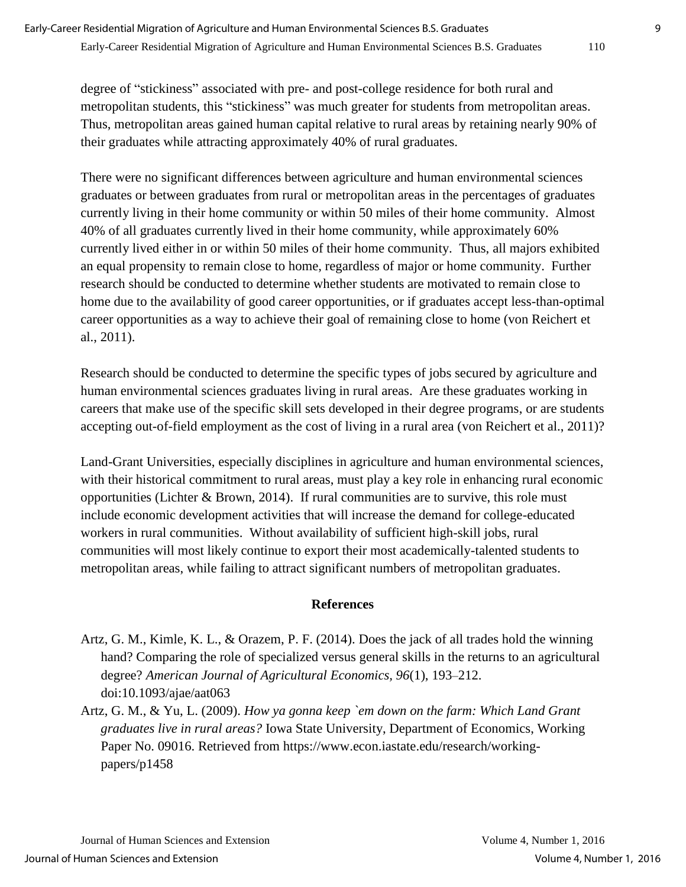degree of "stickiness" associated with pre- and post-college residence for both rural and metropolitan students, this "stickiness" was much greater for students from metropolitan areas. Thus, metropolitan areas gained human capital relative to rural areas by retaining nearly 90% of their graduates while attracting approximately 40% of rural graduates.

There were no significant differences between agriculture and human environmental sciences graduates or between graduates from rural or metropolitan areas in the percentages of graduates currently living in their home community or within 50 miles of their home community. Almost 40% of all graduates currently lived in their home community, while approximately 60% currently lived either in or within 50 miles of their home community. Thus, all majors exhibited an equal propensity to remain close to home, regardless of major or home community. Further research should be conducted to determine whether students are motivated to remain close to home due to the availability of good career opportunities, or if graduates accept less-than-optimal career opportunities as a way to achieve their goal of remaining close to home (von Reichert et al., 2011).

Research should be conducted to determine the specific types of jobs secured by agriculture and human environmental sciences graduates living in rural areas. Are these graduates working in careers that make use of the specific skill sets developed in their degree programs, or are students accepting out-of-field employment as the cost of living in a rural area (von Reichert et al., 2011)?

Land-Grant Universities, especially disciplines in agriculture and human environmental sciences, with their historical commitment to rural areas, must play a key role in enhancing rural economic opportunities (Lichter & Brown, 2014). If rural communities are to survive, this role must include economic development activities that will increase the demand for college-educated workers in rural communities. Without availability of sufficient high-skill jobs, rural communities will most likely continue to export their most academically-talented students to metropolitan areas, while failing to attract significant numbers of metropolitan graduates.

## References

Artz, G. M., Kimle, K. L., & Orazem, P. F. (2014). Does the jack of all trades hold the winning hand? Comparing the role of specialized versus general skills in the returns to an agricultural degree? *American Journal of Agricultural Economics, 96*(1), 193–212. doi:10.1093/ajae/aat063

Artz, G. M., & Yu, L. (2009). *How ya gonna keep `em down on the farm: Which Land Grant graduates live in rural areas?* Iowa State University, Department of Economics, Working Paper No. 09016. Retrieved from https://www.econ.iastate.edu/research/working-papers/p1458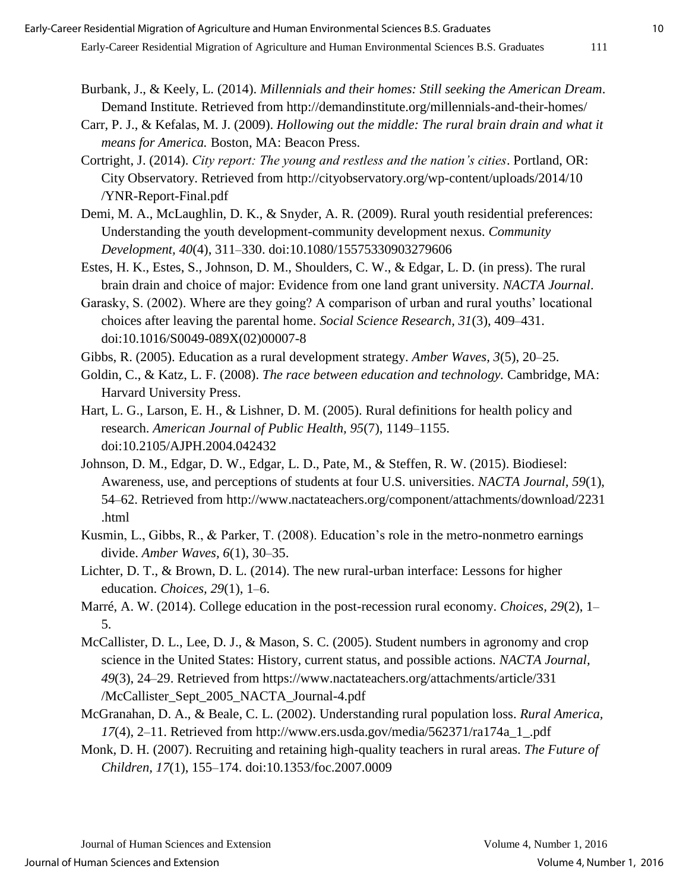Burbank, J., & Keely, L. (2014). *Millennials and their homes: Still seeking the American Dream*. Demand Institute. Retrieved from http://demandinstitute.org/millennials-and-their-homes/

Carr, P. J., & Kefalas, M. J. (2009). *Hollowing out the middle: The rural brain drain and what it means for America.* Boston, MA: Beacon Press.

Cortright, J. (2014). *City report: The young and restless and the nation's cities*. Portland, OR: City Observatory. Retrieved from http://cityobservatory.org/wp-content/uploads/2014/10/YNR-Report-Final.pdf

Demi, M. A., McLaughlin, D. K., & Snyder, A. R. (2009). Rural youth residential preferences: Understanding the youth development-community development nexus. *Community Development, 40*(4), 311–330. doi:10.1080/15575330903279606

Estes, H. K., Estes, S., Johnson, D. M., Shoulders, C. W., & Edgar, L. D. (in press). The rural brain drain and choice of major: Evidence from one land grant university. *NACTA Journal*.

Garasky, S. (2002). Where are they going? A comparison of urban and rural youths' locational choices after leaving the parental home. *Social Science Research, 31*(3), 409–431. doi:10.1016/S0049-089X(02)00007-8

Gibbs, R. (2005). Education as a rural development strategy. *Amber Waves, 3*(5), 20–25.

Goldin, C., & Katz, L. F. (2008). *The race between education and technology.* Cambridge, MA: Harvard University Press.

Hart, L. G., Larson, E. H., & Lishner, D. M. (2005). Rural definitions for health policy and research. *American Journal of Public Health, 95*(7), 1149–1155. doi:10.2105/AJPH.2004.042432

Johnson, D. M., Edgar, D. W., Edgar, L. D., Pate, M., & Steffen, R. W. (2015). Biodiesel: Awareness, use, and perceptions of students at four U.S. universities. *NACTA Journal, 59*(1), 54–62. Retrieved from http://www.nactateachers.org/component/attachments/download/2231.html

Kusmin, L., Gibbs, R., & Parker, T. (2008). Education's role in the metro-nonmetro earnings divide. *Amber Waves, 6*(1), 30–35.

Lichter, D. T., & Brown, D. L. (2014). The new rural-urban interface: Lessons for higher education. *Choices, 29*(1), 1–6.

Marré, A. W. (2014). College education in the post-recession rural economy. *Choices, 29*(2), 1–5.

McCallister, D. L., Lee, D. J., & Mason, S. C. (2005). Student numbers in agronomy and crop science in the United States: History, current status, and possible actions. *NACTA Journal, 49*(3), 24–29. Retrieved from https://www.nactateachers.org/attachments/article/331/McCallister_Sept_2005_NACTA_Journal-4.pdf

McGranahan, D. A., & Beale, C. L. (2002). Understanding rural population loss. *Rural America, 17*(4), 2–11. Retrieved from http://www.ers.usda.gov/media/562371/ra174a_1_.pdf

Monk, D. H. (2007). Recruiting and retaining high-quality teachers in rural areas. *The Future of Children, 17*(1), 155–174. doi:10.1353/foc.2007.0009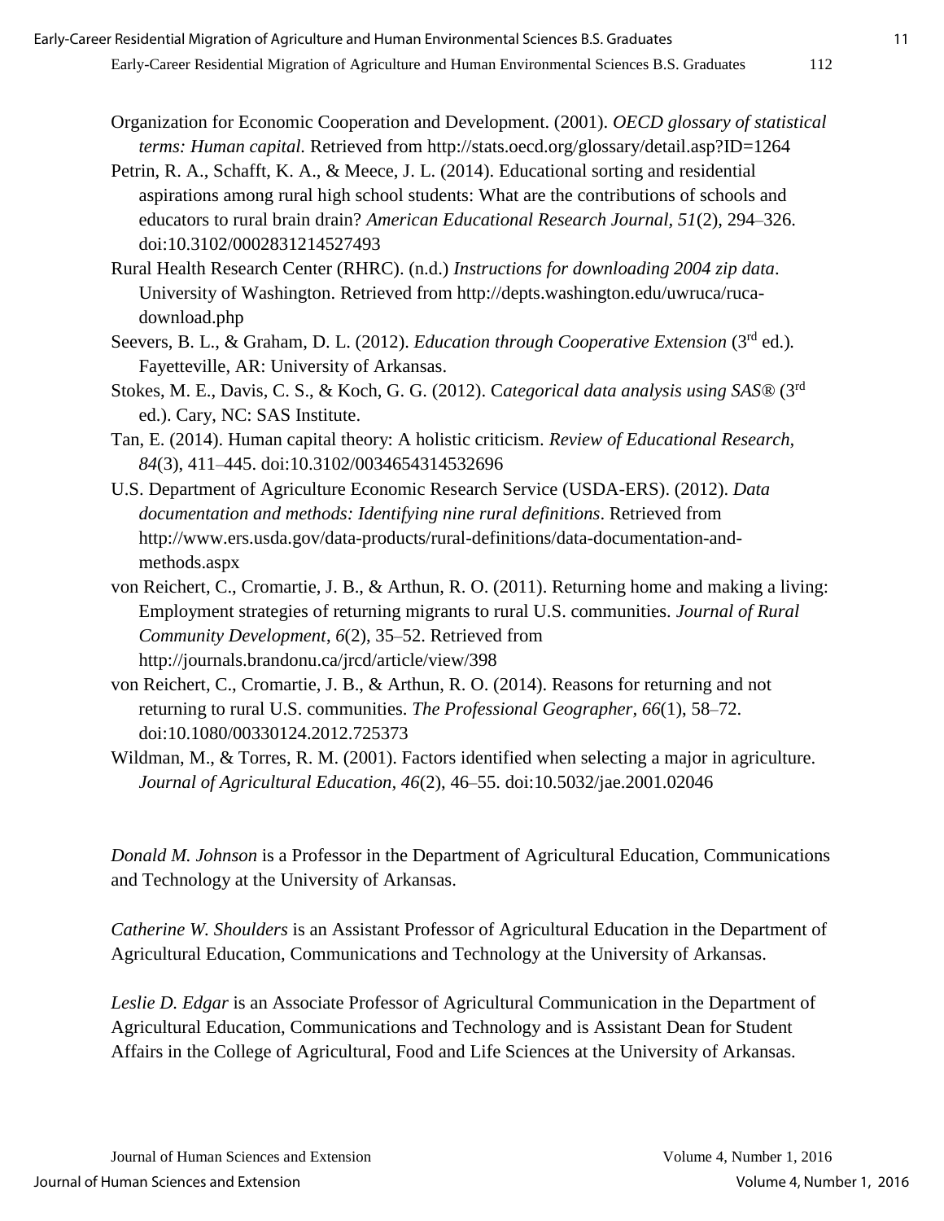Organization for Economic Cooperation and Development. (2001). *OECD glossary of statistical terms: Human capital.* Retrieved from http://stats.oecd.org/glossary/detail.asp?ID=1264

Petrin, R. A., Schafft, K. A., & Meece, J. L. (2014). Educational sorting and residential aspirations among rural high school students: What are the contributions of schools and educators to rural brain drain? *American Educational Research Journal*, *51*(2), 294–326. doi:10.3102/0002831214527493

Rural Health Research Center (RHRC). (n.d.) *Instructions for downloading 2004 zip data*. University of Washington. Retrieved from http://depts.washington.edu/uwruca/ruca-download.php

Seevers, B. L., & Graham, D. L. (2012). *Education through Cooperative Extension* (3rd ed.). Fayetteville, AR: University of Arkansas.

Stokes, M. E., Davis, C. S., & Koch, G. G. (2012). C*ategorical data analysis using SAS®* (3rd ed.). Cary, NC: SAS Institute.

Tan, E. (2014). Human capital theory: A holistic criticism. *Review of Educational Research, 84*(3), 411–445. doi:10.3102/0034654314532696

U.S. Department of Agriculture Economic Research Service (USDA-ERS). (2012). *Data documentation and methods: Identifying nine rural definitions*. Retrieved from http://www.ers.usda.gov/data-products/rural-definitions/data-documentation-and-methods.aspx

von Reichert, C., Cromartie, J. B., & Arthun, R. O. (2011). Returning home and making a living: Employment strategies of returning migrants to rural U.S. communities. *Journal of Rural Community Development*, *6*(2), 35–52. Retrieved from http://journals.brandonu.ca/jrcd/article/view/398

von Reichert, C., Cromartie, J. B., & Arthun, R. O. (2014). Reasons for returning and not returning to rural U.S. communities. *The Professional Geographer, 66*(1), 58–72. doi:10.1080/00330124.2012.725373

Wildman, M., & Torres, R. M. (2001). Factors identified when selecting a major in agriculture. *Journal of Agricultural Education, 46*(2), 46–55. doi:10.5032/jae.2001.02046

*Donald M. Johnson* is a Professor in the Department of Agricultural Education, Communications and Technology at the University of Arkansas.

*Catherine W. Shoulders* is an Assistant Professor of Agricultural Education in the Department of Agricultural Education, Communications and Technology at the University of Arkansas.

*Leslie D. Edgar* is an Associate Professor of Agricultural Communication in the Department of Agricultural Education, Communications and Technology and is Assistant Dean for Student Affairs in the College of Agricultural, Food and Life Sciences at the University of Arkansas.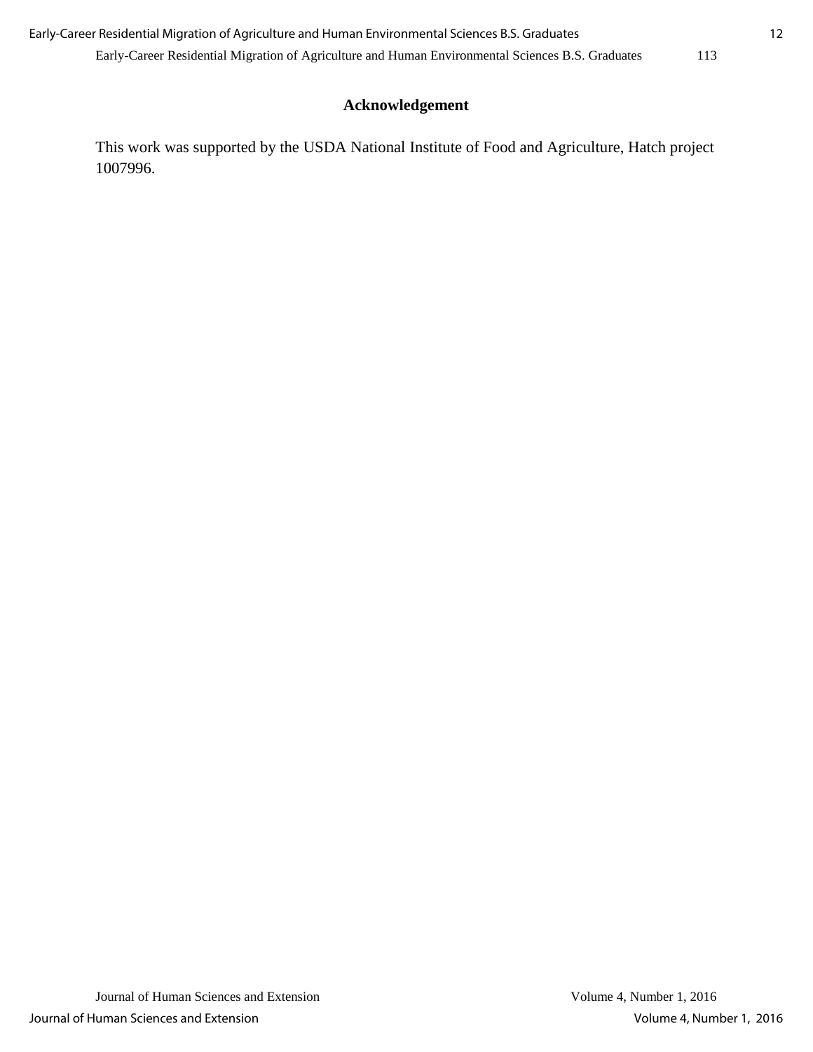## Acknowledgement

This work was supported by the USDA National Institute of Food and Agriculture, Hatch project 1007996.